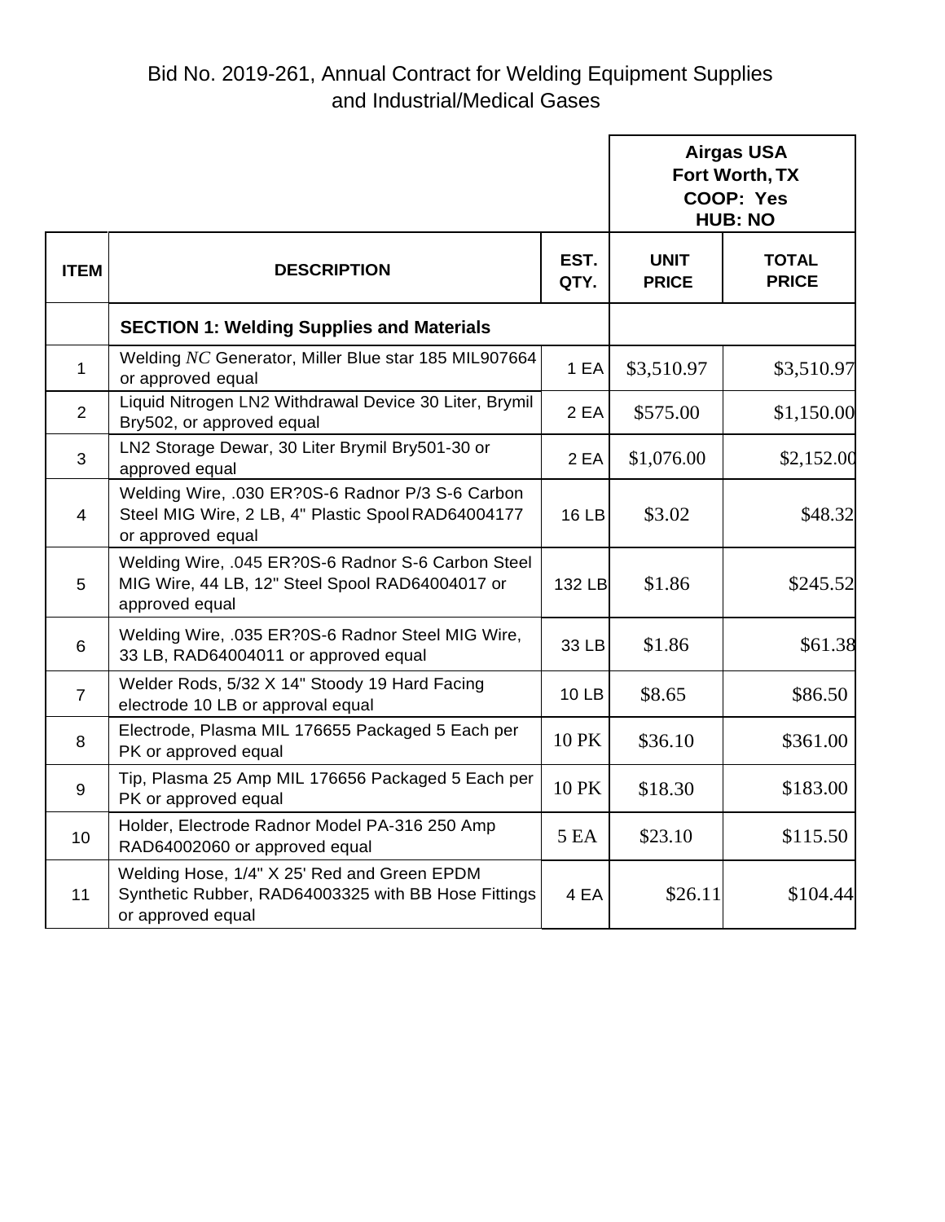Bid No. 2019-261, Annual Contract for Welding Equipment Supplies and Industrial/Medical Gases

| | | | Airgas USA Fort Worth, TX COOP: Yes HUB: NO | |
|---|---|---|---|---|
| **ITEM** | **DESCRIPTION** | **EST. QTY.** | **UNIT PRICE** | **TOTAL PRICE** |
| | **SECTION 1: Welding Supplies and Materials** | | | |
| 1 | Welding *NC* Generator, Miller Blue star 185 MIL907664 or approved equal | 1 EA | $3,510.97 | $3,510.97 |
| 2 | Liquid Nitrogen LN2 Withdrawal Device 30 Liter, Brymil Bry502, or approved equal | 2 EA | $575.00 | $1,150.00 |
| 3 | LN2 Storage Dewar, 30 Liter Brymil Bry501-30 or approved equal | 2 EA | $1,076.00 | $2,152.00 |
| 4 | Welding Wire, .030 ER?0S-6 Radnor P/3 S-6 Carbon Steel MIG Wire, 2 LB, 4" Plastic Spool RAD64004177 or approved equal | 16 LB | $3.02 | $48.32 |
| 5 | Welding Wire, .045 ER?0S-6 Radnor S-6 Carbon Steel MIG Wire, 44 LB, 12" Steel Spool RAD64004017 or approved equal | 132 LB | $1.86 | $245.52 |
| 6 | Welding Wire, .035 ER?0S-6 Radnor Steel MIG Wire, 33 LB, RAD64004011 or approved equal | 33 LB | $1.86 | $61.38 |
| 7 | Welder Rods, 5/32 X 14" Stoody 19 Hard Facing electrode 10 LB or approval equal | 10 LB | $8.65 | $86.50 |
| 8 | Electrode, Plasma MIL 176655 Packaged 5 Each per PK or approved equal | 10 PK | $36.10 | $361.00 |
| 9 | Tip, Plasma 25 Amp MIL 176656 Packaged 5 Each per PK or approved equal | 10 PK | $18.30 | $183.00 |
| 10 | Holder, Electrode Radnor Model PA-316 250 Amp RAD64002060 or approved equal | 5 EA | $23.10 | $115.50 |
| 11 | Welding Hose, 1/4" X 25' Red and Green EPDM Synthetic Rubber, RAD64003325 with BB Hose Fittings or approved equal | 4 EA | $26.11 | $104.44 |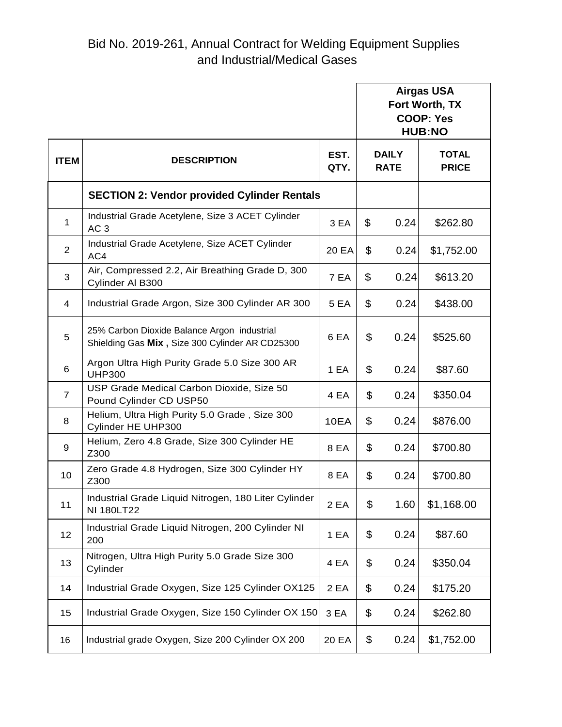Bid No. 2019-261, Annual Contract for Welding Equipment Supplies and Industrial/Medical Gases

| | | | Airgas USA Fort Worth, TX COOP: Yes HUB:NO | |
|---|---|---|---|---|
| **ITEM** | **DESCRIPTION** | **EST. QTY.** | **DAILY RATE** | **TOTAL PRICE** |
| | **SECTION 2: Vendor provided Cylinder Rentals** | | | |
| 1 | Industrial Grade Acetylene, Size 3 ACET Cylinder AC 3 | 3 EA | $ 0.24 | $262.80 |
| 2 | Industrial Grade Acetylene, Size ACET Cylinder AC4 | 20 EA | $ 0.24 | $1,752.00 |
| 3 | Air, Compressed 2.2, Air Breathing Grade D, 300 Cylinder AI B300 | 7 EA | $ 0.24 | $613.20 |
| 4 | Industrial Grade Argon, Size 300 Cylinder AR 300 | 5 EA | $ 0.24 | $438.00 |
| 5 | 25% Carbon Dioxide Balance Argon industrial Shielding Gas **Mix ,** Size 300 Cylinder AR CD25300 | 6 EA | $ 0.24 | $525.60 |
| 6 | Argon Ultra High Purity Grade 5.0 Size 300 AR UHP300 | 1 EA | $ 0.24 | $87.60 |
| 7 | USP Grade Medical Carbon Dioxide, Size 50 Pound Cylinder CD USP50 | 4 EA | $ 0.24 | $350.04 |
| 8 | Helium, Ultra High Purity 5.0 Grade , Size 300 Cylinder HE UHP300 | 10EA | $ 0.24 | $876.00 |
| 9 | Helium, Zero 4.8 Grade, Size 300 Cylinder HE Z300 | 8 EA | $ 0.24 | $700.80 |
| 10 | Zero Grade 4.8 Hydrogen, Size 300 Cylinder HY Z300 | 8 EA | $ 0.24 | $700.80 |
| 11 | Industrial Grade Liquid Nitrogen, 180 Liter Cylinder NI 180LT22 | 2 EA | $ 1.60 | $1,168.00 |
| 12 | Industrial Grade Liquid Nitrogen, 200 Cylinder NI 200 | 1 EA | $ 0.24 | $87.60 |
| 13 | Nitrogen, Ultra High Purity 5.0 Grade Size 300 Cylinder | 4 EA | $ 0.24 | $350.04 |
| 14 | Industrial Grade Oxygen, Size 125 Cylinder OX125 | 2 EA | $ 0.24 | $175.20 |
| 15 | Industrial Grade Oxygen, Size 150 Cylinder OX 150 | 3 EA | $ 0.24 | $262.80 |
| 16 | Industrial grade Oxygen, Size 200 Cylinder OX 200 | 20 EA | $ 0.24 | $1,752.00 |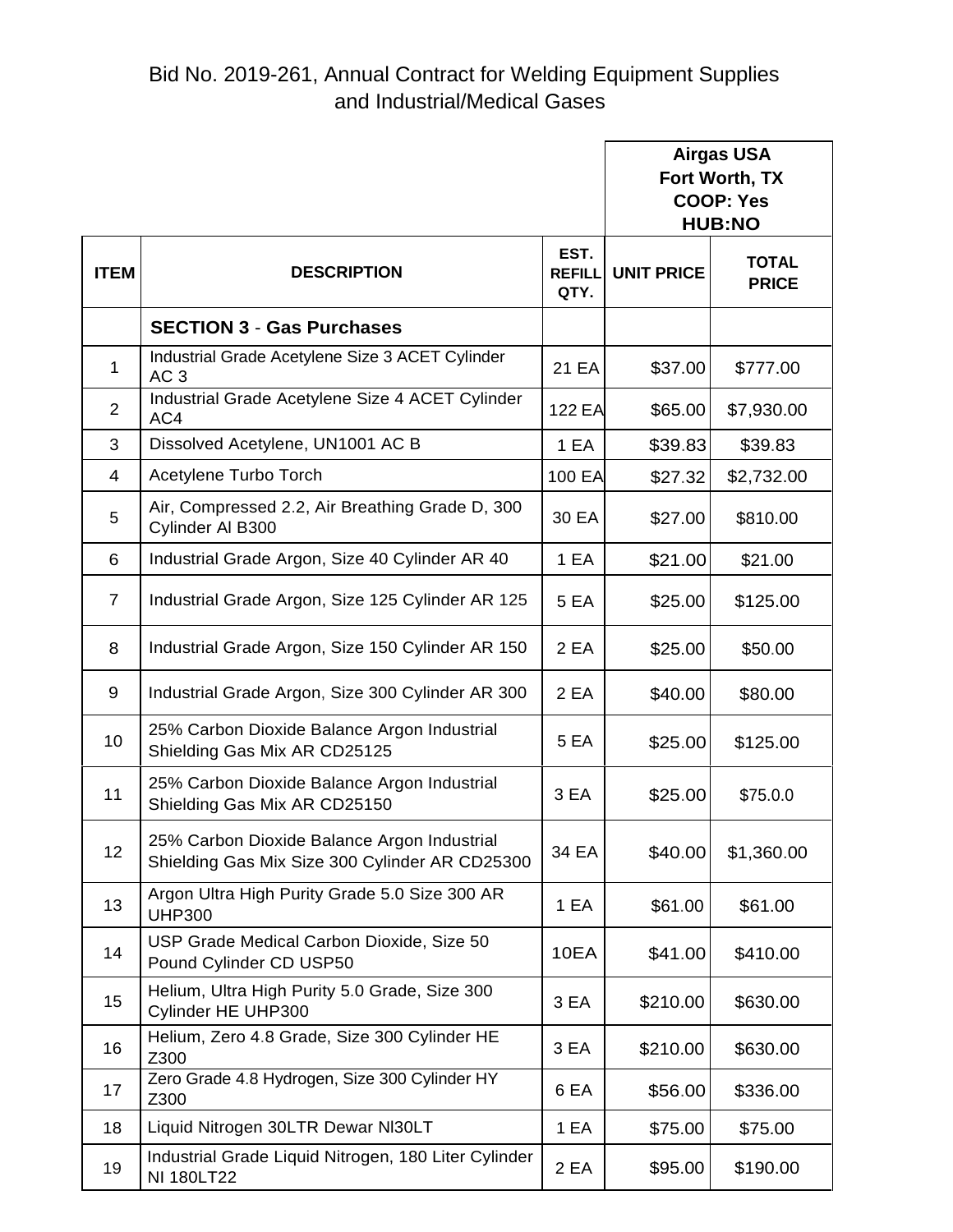# Bid No. 2019-261, Annual Contract for Welding Equipment Supplies and Industrial/Medical Gases

| | | | Airgas USA Fort Worth, TX COOP: Yes HUB:NO | |
|---|---|---|---|---|
| **ITEM** | **DESCRIPTION** | **EST. REFILL QTY.** | **UNIT PRICE** | **TOTAL PRICE** |
| | **SECTION 3** - **Gas Purchases** | | | |
| 1 | Industrial Grade Acetylene Size 3 ACET Cylinder AC 3 | 21 EA | $37.00 | $777.00 |
| 2 | Industrial Grade Acetylene Size 4 ACET Cylinder AC4 | 122 EA | $65.00 | $7,930.00 |
| 3 | Dissolved Acetylene, UN1001 AC B | 1 EA | $39.83 | $39.83 |
| 4 | Acetylene Turbo Torch | 100 EA | $27.32 | $2,732.00 |
| 5 | Air, Compressed 2.2, Air Breathing Grade D, 300 Cylinder Al B300 | 30 EA | $27.00 | $810.00 |
| 6 | Industrial Grade Argon, Size 40 Cylinder AR 40 | 1 EA | $21.00 | $21.00 |
| 7 | Industrial Grade Argon, Size 125 Cylinder AR 125 | 5 EA | $25.00 | $125.00 |
| 8 | Industrial Grade Argon, Size 150 Cylinder AR 150 | 2 EA | $25.00 | $50.00 |
| 9 | Industrial Grade Argon, Size 300 Cylinder AR 300 | 2 EA | $40.00 | $80.00 |
| 10 | 25% Carbon Dioxide Balance Argon Industrial Shielding Gas Mix AR CD25125 | 5 EA | $25.00 | $125.00 |
| 11 | 25% Carbon Dioxide Balance Argon Industrial Shielding Gas Mix AR CD25150 | 3 EA | $25.00 | $75.0.0 |
| 12 | 25% Carbon Dioxide Balance Argon Industrial Shielding Gas Mix Size 300 Cylinder AR CD25300 | 34 EA | $40.00 | $1,360.00 |
| 13 | Argon Ultra High Purity Grade 5.0 Size 300 AR UHP300 | 1 EA | $61.00 | $61.00 |
| 14 | USP Grade Medical Carbon Dioxide, Size 50 Pound Cylinder CD USP50 | 10EA | $41.00 | $410.00 |
| 15 | Helium, Ultra High Purity 5.0 Grade, Size 300 Cylinder HE UHP300 | 3 EA | $210.00 | $630.00 |
| 16 | Helium, Zero 4.8 Grade, Size 300 Cylinder HE Z300 | 3 EA | $210.00 | $630.00 |
| 17 | Zero Grade 4.8 Hydrogen, Size 300 Cylinder HY Z300 | 6 EA | $56.00 | $336.00 |
| 18 | Liquid Nitrogen 30LTR Dewar NI30LT | 1 EA | $75.00 | $75.00 |
| 19 | Industrial Grade Liquid Nitrogen, 180 Liter Cylinder NI 180LT22 | 2 EA | $95.00 | $190.00 |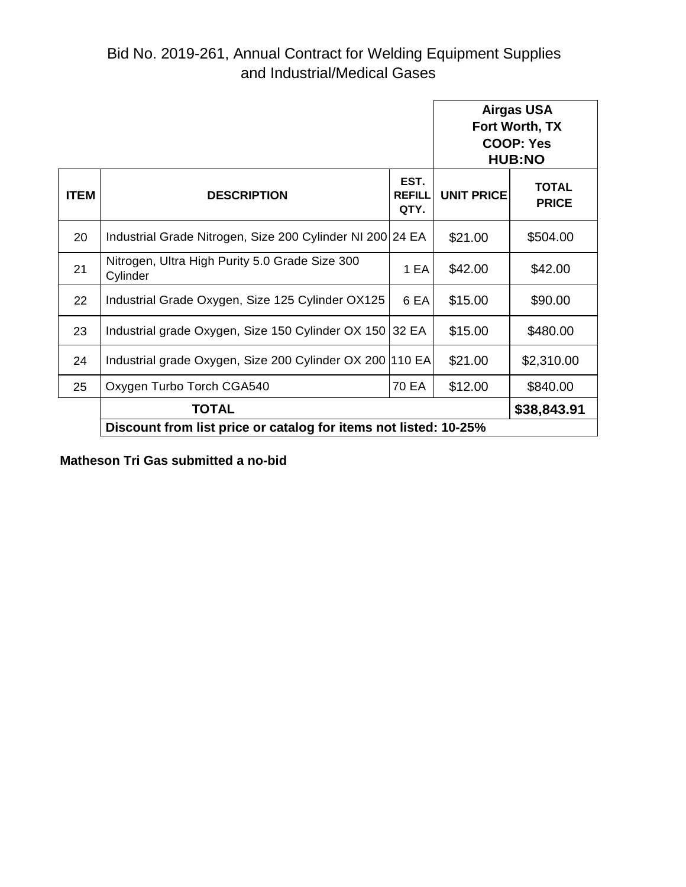# Bid No. 2019-261, Annual Contract for Welding Equipment Supplies and Industrial/Medical Gases

| | | | Airgas USA<br>Fort Worth, TX<br>COOP: Yes<br>HUB:NO | |
|---|---|---|---|---|
| **ITEM** | **DESCRIPTION** | **EST. REFILL QTY.** | **UNIT PRICE** | **TOTAL PRICE** |
| 20 | Industrial Grade Nitrogen, Size 200 Cylinder NI 200 | 24 EA | $21.00 | $504.00 |
| 21 | Nitrogen, Ultra High Purity 5.0 Grade Size 300 Cylinder | 1 EA | $42.00 | $42.00 |
| 22 | Industrial Grade Oxygen, Size 125 Cylinder OX125 | 6 EA | $15.00 | $90.00 |
| 23 | Industrial grade Oxygen, Size 150 Cylinder OX 150 | 32 EA | $15.00 | $480.00 |
| 24 | Industrial grade Oxygen, Size 200 Cylinder OX 200 | 110 EA | $21.00 | $2,310.00 |
| 25 | Oxygen Turbo Torch CGA540 | 70 EA | $12.00 | $840.00 |
| | **TOTAL** | | | **$38,843.91** |
| | **Discount from list price or catalog for items not listed: 10-25%** | | | |

**Matheson Tri Gas submitted a no-bid**